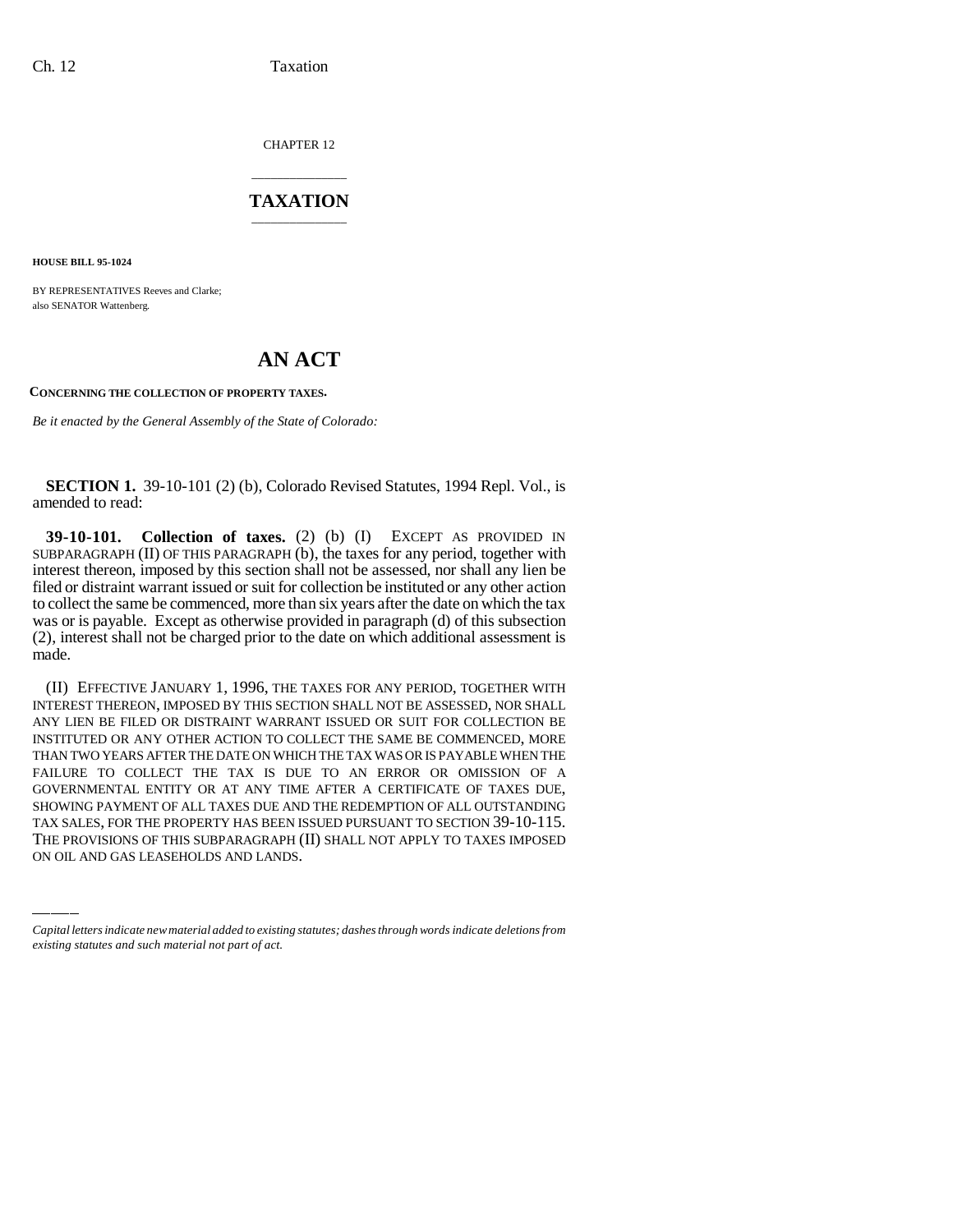CHAPTER 12

# TAXATION

**HOUSE BILL 95-1024**

BY REPRESENTATIVES Reeves and Clarke;
also SENATOR Wattenberg.

# AN ACT

**CONCERNING THE COLLECTION OF PROPERTY TAXES.**

*Be it enacted by the General Assembly of the State of Colorado:*

**SECTION 1.** 39-10-101 (2) (b), Colorado Revised Statutes, 1994 Repl. Vol., is amended to read:

**39-10-101. Collection of taxes.** (2) (b) (I) EXCEPT AS PROVIDED IN SUBPARAGRAPH (II) OF THIS PARAGRAPH (b), the taxes for any period, together with interest thereon, imposed by this section shall not be assessed, nor shall any lien be filed or distraint warrant issued or suit for collection be instituted or any other action to collect the same be commenced, more than six years after the date on which the tax was or is payable. Except as otherwise provided in paragraph (d) of this subsection (2), interest shall not be charged prior to the date on which additional assessment is made.

(II) EFFECTIVE JANUARY 1, 1996, THE TAXES FOR ANY PERIOD, TOGETHER WITH INTEREST THEREON, IMPOSED BY THIS SECTION SHALL NOT BE ASSESSED, NOR SHALL ANY LIEN BE FILED OR DISTRAINT WARRANT ISSUED OR SUIT FOR COLLECTION BE INSTITUTED OR ANY OTHER ACTION TO COLLECT THE SAME BE COMMENCED, MORE THAN TWO YEARS AFTER THE DATE ON WHICH THE TAX WAS OR IS PAYABLE WHEN THE FAILURE TO COLLECT THE TAX IS DUE TO AN ERROR OR OMISSION OF A GOVERNMENTAL ENTITY OR AT ANY TIME AFTER A CERTIFICATE OF TAXES DUE, SHOWING PAYMENT OF ALL TAXES DUE AND THE REDEMPTION OF ALL OUTSTANDING TAX SALES, FOR THE PROPERTY HAS BEEN ISSUED PURSUANT TO SECTION 39-10-115. THE PROVISIONS OF THIS SUBPARAGRAPH (II) SHALL NOT APPLY TO TAXES IMPOSED ON OIL AND GAS LEASEHOLDS AND LANDS.

*Capital letters indicate new material added to existing statutes; dashes through words indicate deletions from existing statutes and such material not part of act.*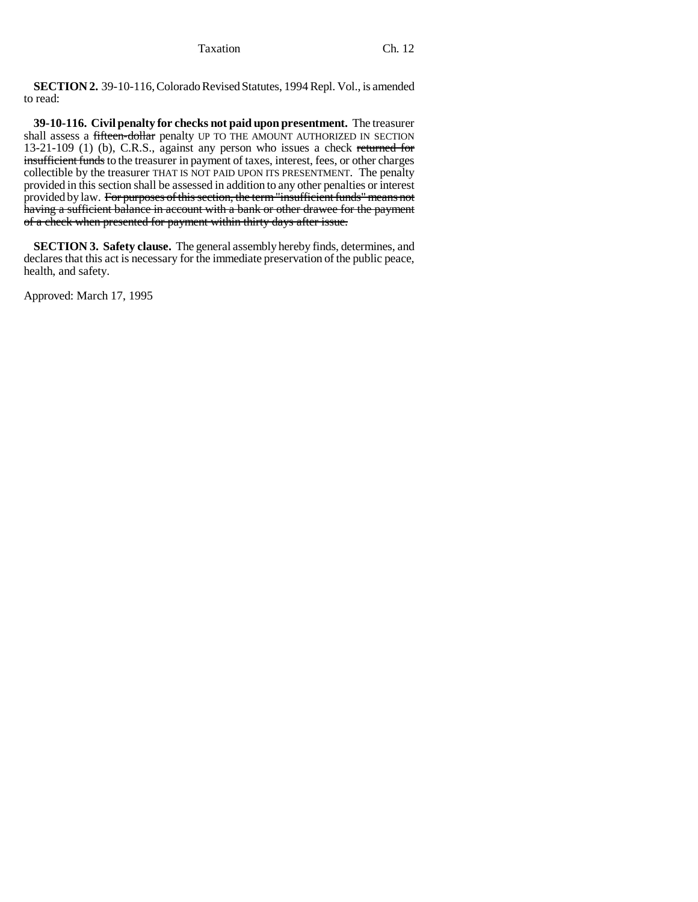**SECTION 2.** 39-10-116, Colorado Revised Statutes, 1994 Repl. Vol., is amended to read:

**39-10-116. Civil penalty for checks not paid upon presentment.** The treasurer shall assess a ~~fifteen-dollar~~ penalty UP TO THE AMOUNT AUTHORIZED IN SECTION 13-21-109 (1) (b), C.R.S., against any person who issues a check ~~returned for insufficient funds~~ to the treasurer in payment of taxes, interest, fees, or other charges collectible by the treasurer THAT IS NOT PAID UPON ITS PRESENTMENT. The penalty provided in this section shall be assessed in addition to any other penalties or interest provided by law. ~~For purposes of this section, the term "insufficient funds" means not having a sufficient balance in account with a bank or other drawee for the payment of a check when presented for payment within thirty days after issue.~~

**SECTION 3. Safety clause.** The general assembly hereby finds, determines, and declares that this act is necessary for the immediate preservation of the public peace, health, and safety.

Approved: March 17, 1995